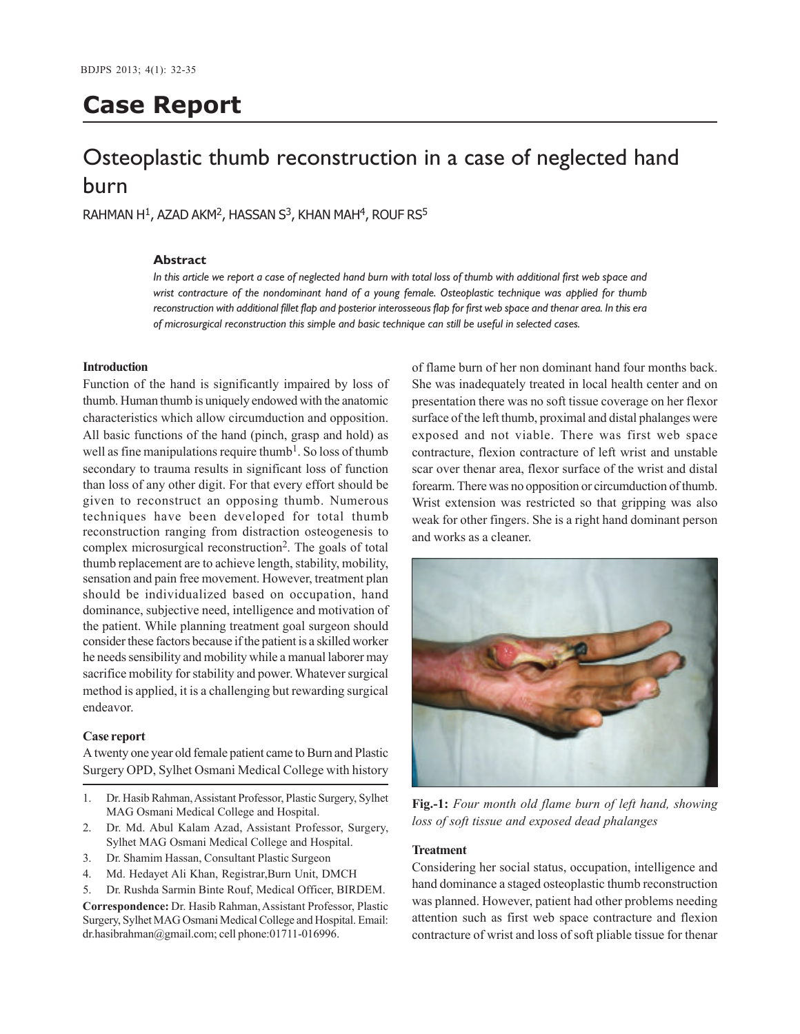# Case Report

## Osteoplastic thumb reconstruction in a case of neglected hand burn

RAHMAN H[1], AZAD AKM[2], HASSAN S[3], KHAN MAH[4], ROUF RS[5]

### Abstract

*In this article we report a case of neglected hand burn with total loss of thumb with additional first web space and wrist contracture of the nondominant hand of a young female. Osteoplastic technique was applied for thumb reconstruction with additional fillet flap and posterior interosseous flap for first web space and thenar area. In this era of microsurgical reconstruction this simple and basic technique can still be useful in selected cases.*

### Introduction

Function of the hand is significantly impaired by loss of thumb. Human thumb is uniquely endowed with the anatomic characteristics which allow circumduction and opposition. All basic functions of the hand (pinch, grasp and hold) as well as fine manipulations require thumb[1]. So loss of thumb secondary to trauma results in significant loss of function than loss of any other digit. For that every effort should be given to reconstruct an opposing thumb. Numerous techniques have been developed for total thumb reconstruction ranging from distraction osteogenesis to complex microsurgical reconstruction[2]. The goals of total thumb replacement are to achieve length, stability, mobility, sensation and pain free movement. However, treatment plan should be individualized based on occupation, hand dominance, subjective need, intelligence and motivation of the patient. While planning treatment goal surgeon should consider these factors because if the patient is a skilled worker he needs sensibility and mobility while a manual laborer may sacrifice mobility for stability and power. Whatever surgical method is applied, it is a challenging but rewarding surgical endeavor.

### Case report

A twenty one year old female patient came to Burn and Plastic Surgery OPD, Sylhet Osmani Medical College with history of flame burn of her non dominant hand four months back. She was inadequately treated in local health center and on presentation there was no soft tissue coverage on her flexor surface of the left thumb, proximal and distal phalanges were exposed and not viable. There was first web space contracture, flexion contracture of left wrist and unstable scar over thenar area, flexor surface of the wrist and distal forearm. There was no opposition or circumduction of thumb. Wrist extension was restricted so that gripping was also weak for other fingers. She is a right hand dominant person and works as a cleaner.

**Fig.-1:** *Four month old flame burn of left hand, showing loss of soft tissue and exposed dead phalanges*

### Treatment

Considering her social status, occupation, intelligence and hand dominance a staged osteoplastic thumb reconstruction was planned. However, patient had other problems needing attention such as first web space contracture and flexion contracture of wrist and loss of soft pliable tissue for thenar

1. Dr. Hasib Rahman, Assistant Professor, Plastic Surgery, Sylhet MAG Osmani Medical College and Hospital.
2. Dr. Md. Abul Kalam Azad, Assistant Professor, Surgery, Sylhet MAG Osmani Medical College and Hospital.
3. Dr. Shamim Hassan, Consultant Plastic Surgeon
4. Md. Hedayet Ali Khan, Registrar, Burn Unit, DMCH
5. Dr. Rushda Sarmin Binte Rouf, Medical Officer, BIRDEM.

**Correspondence:** Dr. Hasib Rahman, Assistant Professor, Plastic Surgery, Sylhet MAG Osmani Medical College and Hospital. Email: dr.hasibrahman@gmail.com; cell phone:01711-016996.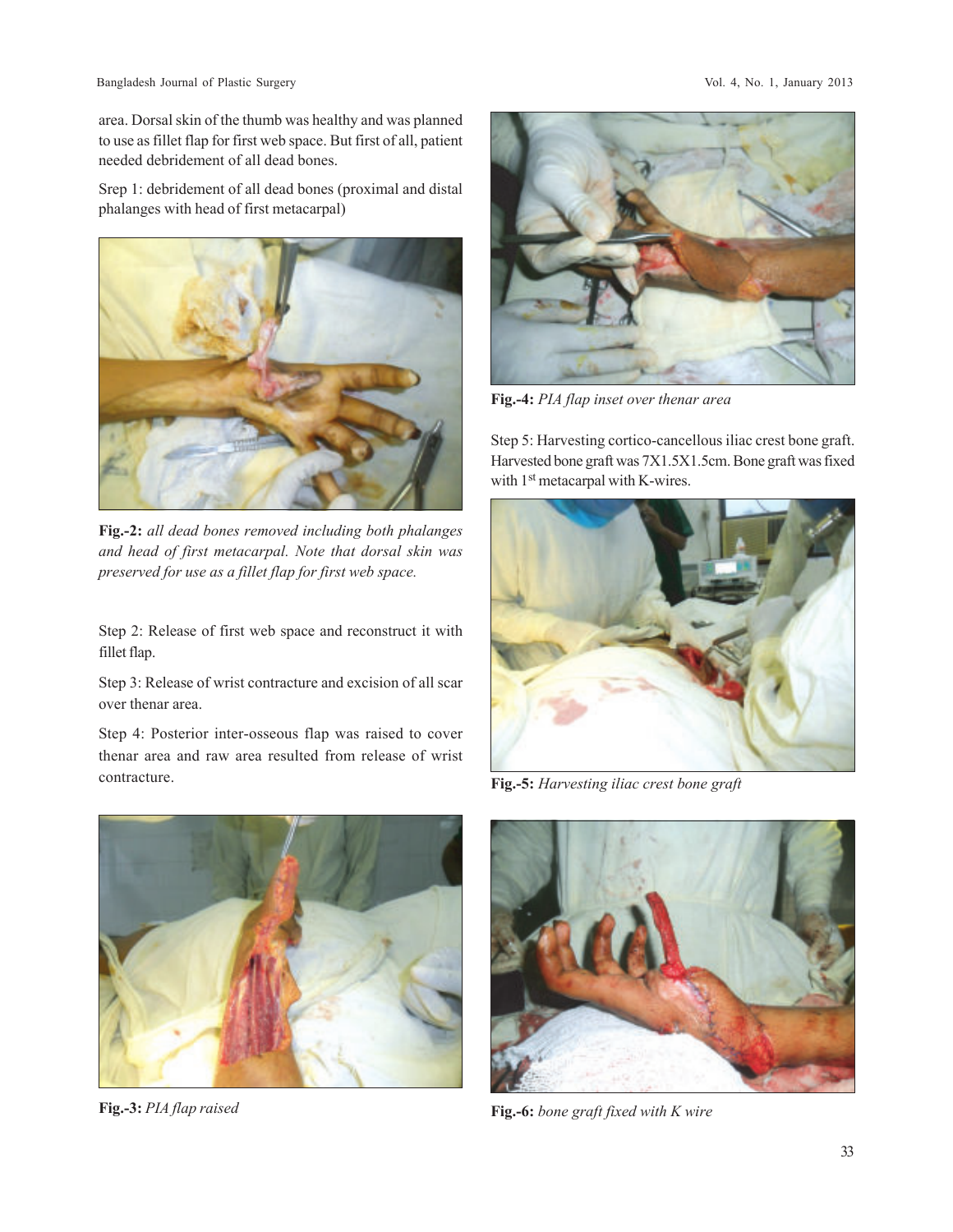area. Dorsal skin of the thumb was healthy and was planned to use as fillet flap for first web space. But first of all, patient needed debridement of all dead bones.

Srep 1: debridement of all dead bones (proximal and distal phalanges with head of first metacarpal)

**Fig.-2:** *all dead bones removed including both phalanges and head of first metacarpal. Note that dorsal skin was preserved for use as a fillet flap for first web space.*

Step 2: Release of first web space and reconstruct it with fillet flap.

Step 3: Release of wrist contracture and excision of all scar over thenar area.

Step 4: Posterior inter-osseous flap was raised to cover thenar area and raw area resulted from release of wrist contracture.

**Fig.-3:** *PIA flap raised*

**Fig.-4:** *PIA flap inset over thenar area*

Step 5: Harvesting cortico-cancellous iliac crest bone graft. Harvested bone graft was 7X1.5X1.5cm. Bone graft was fixed with 1st metacarpal with K-wires.

**Fig.-5:** *Harvesting iliac crest bone graft*

**Fig.-6:** *bone graft fixed with K wire*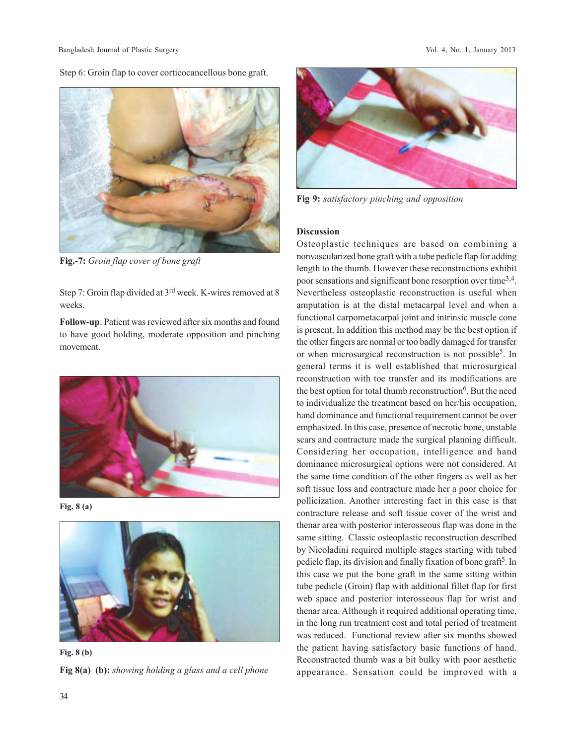Step 6: Groin flap to cover corticocancellous bone graft.

**Fig.-7:** *Groin flap cover of bone graft*

Step 7: Groin flap divided at 3rd week. K-wires removed at 8 weeks.

**Follow-up**: Patient was reviewed after six months and found to have good holding, moderate opposition and pinching movement.

**Fig. 8 (a)**

**Fig. 8 (b)**

**Fig 8(a) (b):** *showing holding a glass and a cell phone*

**Fig 9:** *satisfactory pinching and opposition*

**Discussion**

Osteoplastic techniques are based on combining a nonvascularized bone graft with a tube pedicle flap for adding length to the thumb. However these reconstructions exhibit poor sensations and significant bone resorption over time[3,4]. Nevertheless osteoplastic reconstruction is useful when amputation is at the distal metacarpal level and when a functional carpometacarpal joint and intrinsic muscle cone is present. In addition this method may be the best option if the other fingers are normal or too badly damaged for transfer or when microsurgical reconstruction is not possible[5]. In general terms it is well established that microsurgical reconstruction with toe transfer and its modifications are the best option for total thumb reconstruction[6]. But the need to individualize the treatment based on her/his occupation, hand dominance and functional requirement cannot be over emphasized. In this case, presence of necrotic bone, unstable scars and contracture made the surgical planning difficult. Considering her occupation, intelligence and hand dominance microsurgical options were not considered. At the same time condition of the other fingers as well as her soft tissue loss and contracture made her a poor choice for pollicization. Another interesting fact in this case is that contracture release and soft tissue cover of the wrist and thenar area with posterior interosseous flap was done in the same sitting. Classic osteoplastic reconstruction described by Nicoladini required multiple stages starting with tubed pedicle flap, its division and finally fixation of bone graft[5]. In this case we put the bone graft in the same sitting within tube pedicle (Groin) flap with additional fillet flap for first web space and posterior interosseous flap for wrist and thenar area. Although it required additional operating time, in the long run treatment cost and total period of treatment was reduced. Functional review after six months showed the patient having satisfactory basic functions of hand. Reconstructed thumb was a bit bulky with poor aesthetic appearance. Sensation could be improved with a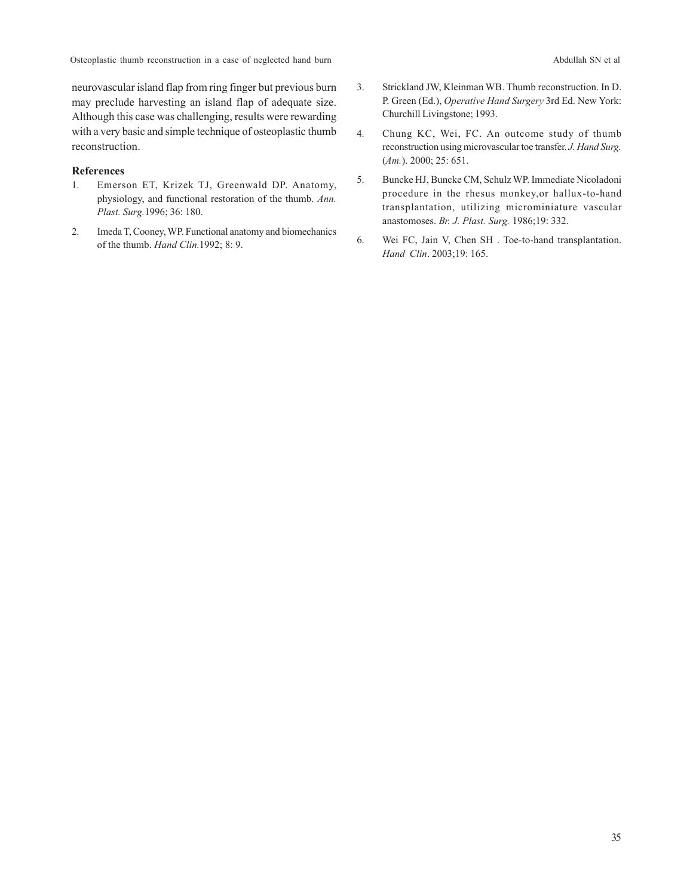neurovascular island flap from ring finger but previous burn may preclude harvesting an island flap of adequate size. Although this case was challenging, results were rewarding with a very basic and simple technique of osteoplastic thumb reconstruction.

**References**

1. Emerson ET, Krizek TJ, Greenwald DP. Anatomy, physiology, and functional restoration of the thumb. *Ann. Plast. Surg.*1996; 36: 180.
2. Imeda T, Cooney, WP. Functional anatomy and biomechanics of the thumb. *Hand Clin.*1992; 8: 9.
3. Strickland JW, Kleinman WB. Thumb reconstruction. In D. P. Green (Ed.), *Operative Hand Surgery* 3rd Ed. New York: Churchill Livingstone; 1993.
4. Chung KC, Wei, FC. An outcome study of thumb reconstruction using microvascular toe transfer. *J. Hand Surg.* (*Am.*). 2000; 25: 651.
5. Buncke HJ, Buncke CM, Schulz WP. Immediate Nicoladoni procedure in the rhesus monkey,or hallux-to-hand transplantation, utilizing microminiature vascular anastomoses. *Br. J. Plast. Surg.* 1986;19: 332.
6. Wei FC, Jain V, Chen SH . Toe-to-hand transplantation. *Hand Clin*. 2003;19: 165.